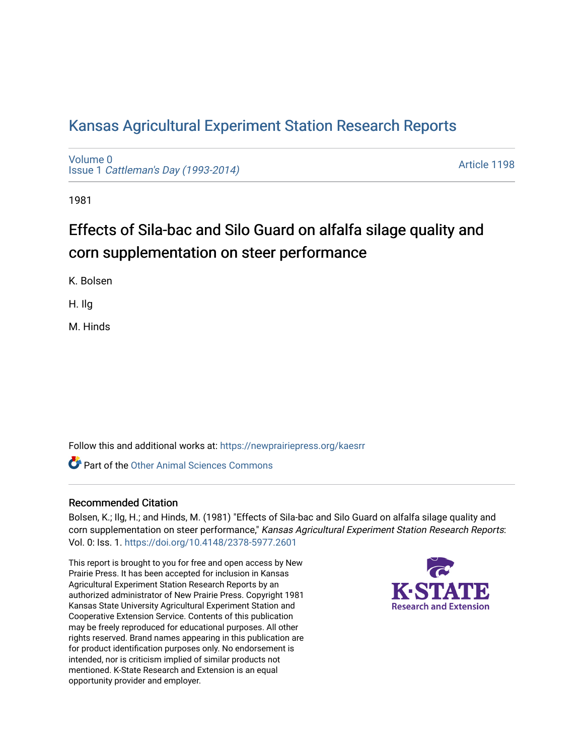# Kansas Agricultural Experiment Station Research Reports

Volume 0
Issue 1 *Cattleman's Day (1993-2014)*

Article 1198

1981

## Effects of Sila-bac and Silo Guard on alfalfa silage quality and corn supplementation on steer performance

K. Bolsen

H. Ilg

M. Hinds

Follow this and additional works at: https://newprairiepress.org/kaesrr

Part of the Other Animal Sciences Commons

### Recommended Citation

Bolsen, K.; Ilg, H.; and Hinds, M. (1981) "Effects of Sila-bac and Silo Guard on alfalfa silage quality and corn supplementation on steer performance," *Kansas Agricultural Experiment Station Research Reports*: Vol. 0: Iss. 1. https://doi.org/10.4148/2378-5977.2601

This report is brought to you for free and open access by New Prairie Press. It has been accepted for inclusion in Kansas Agricultural Experiment Station Research Reports by an authorized administrator of New Prairie Press. Copyright 1981 Kansas State University Agricultural Experiment Station and Cooperative Extension Service. Contents of this publication may be freely reproduced for educational purposes. All other rights reserved. Brand names appearing in this publication are for product identification purposes only. No endorsement is intended, nor is criticism implied of similar products not mentioned. K-State Research and Extension is an equal opportunity provider and employer.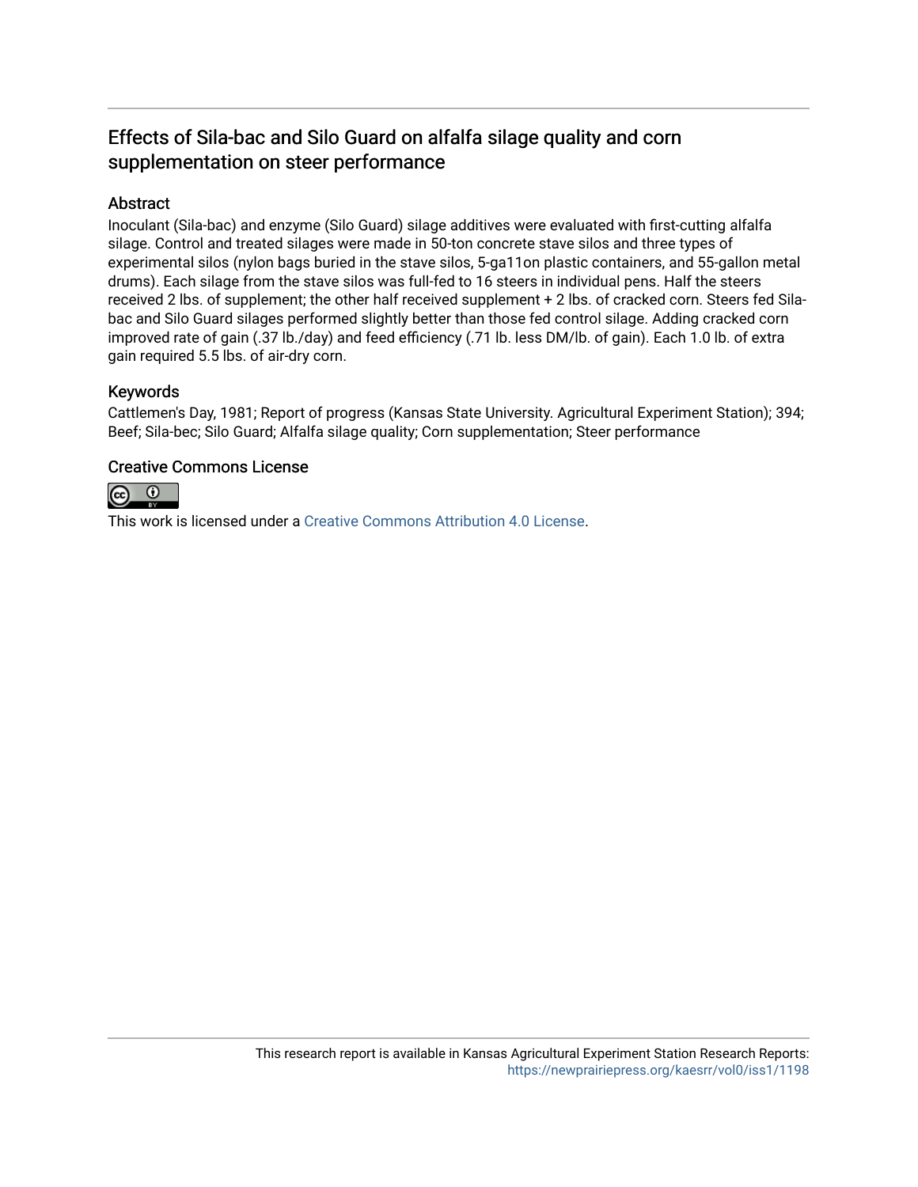## Effects of Sila-bac and Silo Guard on alfalfa silage quality and corn supplementation on steer performance

### Abstract

Inoculant (Sila-bac) and enzyme (Silo Guard) silage additives were evaluated with first-cutting alfalfa silage. Control and treated silages were made in 50-ton concrete stave silos and three types of experimental silos (nylon bags buried in the stave silos, 5-ga11on plastic containers, and 55-gallon metal drums). Each silage from the stave silos was full-fed to 16 steers in individual pens. Half the steers received 2 lbs. of supplement; the other half received supplement + 2 lbs. of cracked corn. Steers fed Sila-bac and Silo Guard silages performed slightly better than those fed control silage. Adding cracked corn improved rate of gain (.37 lb./day) and feed efficiency (.71 lb. less DM/lb. of gain). Each 1.0 lb. of extra gain required 5.5 lbs. of air-dry corn.

### Keywords

Cattlemen's Day, 1981; Report of progress (Kansas State University. Agricultural Experiment Station); 394; Beef; Sila-bec; Silo Guard; Alfalfa silage quality; Corn supplementation; Steer performance

### Creative Commons License

This work is licensed under a Creative Commons Attribution 4.0 License.

This research report is available in Kansas Agricultural Experiment Station Research Reports: https://newprairiepress.org/kaesrr/vol0/iss1/1198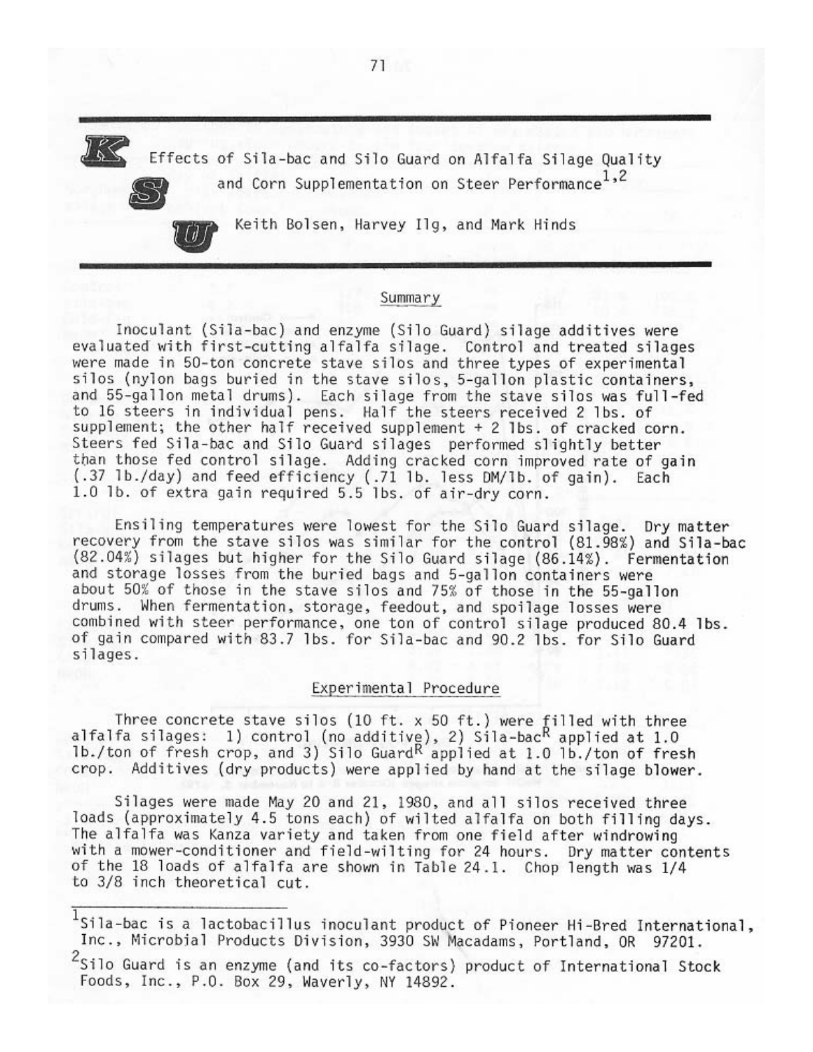# Effects of Sila-bac and Silo Guard on Alfalfa Silage Quality and Corn Supplementation on Steer Performance[1,2]

Keith Bolsen, Harvey Ilg, and Mark Hinds

## Summary

Inoculant (Sila-bac) and enzyme (Silo Guard) silage additives were evaluated with first-cutting alfalfa silage. Control and treated silages were made in 50-ton concrete stave silos and three types of experimental silos (nylon bags buried in the stave silos, 5-gallon plastic containers, and 55-gallon metal drums). Each silage from the stave silos was full-fed to 16 steers in individual pens. Half the steers received 2 lbs. of supplement; the other half received supplement + 2 lbs. of cracked corn. Steers fed Sila-bac and Silo Guard silages performed slightly better than those fed control silage. Adding cracked corn improved rate of gain (.37 lb./day) and feed efficiency (.71 lb. less DM/lb. of gain). Each 1.0 lb. of extra gain required 5.5 lbs. of air-dry corn.

Ensiling temperatures were lowest for the Silo Guard silage. Dry matter recovery from the stave silos was similar for the control (81.98%) and Sila-bac (82.04%) silages but higher for the Silo Guard silage (86.14%). Fermentation and storage losses from the buried bags and 5-gallon containers were about 50% of those in the stave silos and 75% of those in the 55-gallon drums. When fermentation, storage, feedout, and spoilage losses were combined with steer performance, one ton of control silage produced 80.4 lbs. of gain compared with 83.7 lbs. for Sila-bac and 90.2 lbs. for Silo Guard silages.

## Experimental Procedure

Three concrete stave silos (10 ft. x 50 ft.) were filled with three alfalfa silages: 1) control (no additive), 2) Sila-bac[R] applied at 1.0 lb./ton of fresh crop, and 3) Silo Guard[R] applied at 1.0 lb./ton of fresh crop. Additives (dry products) were applied by hand at the silage blower.

Silages were made May 20 and 21, 1980, and all silos received three loads (approximately 4.5 tons each) of wilted alfalfa on both filling days. The alfalfa was Kanza variety and taken from one field after windrowing with a mower-conditioner and field-wilting for 24 hours. Dry matter contents of the 18 loads of alfalfa are shown in Table 24.1. Chop length was 1/4 to 3/8 inch theoretical cut.

---

[1] Sila-bac is a lactobacillus inoculant product of Pioneer Hi-Bred International, Inc., Microbial Products Division, 3930 SW Macadams, Portland, OR 97201.

[2] Silo Guard is an enzyme (and its co-factors) product of International Stock Foods, Inc., P.O. Box 29, Waverly, NY 14892.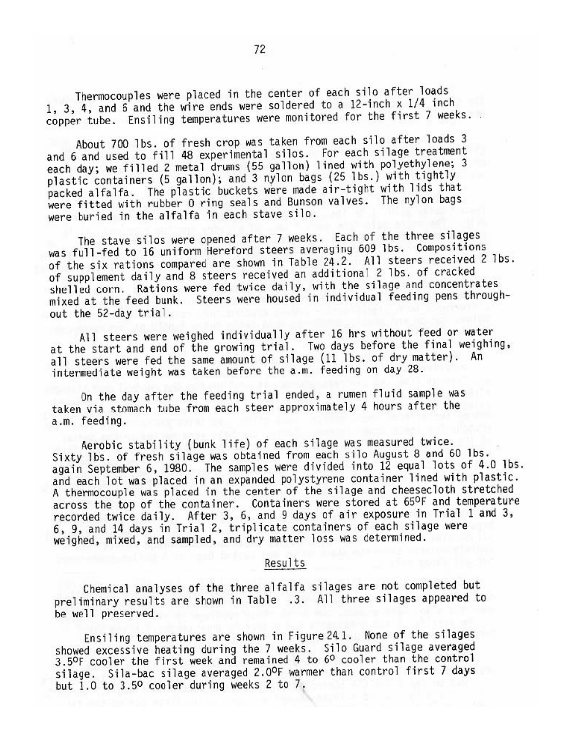Thermocouples were placed in the center of each silo after loads 1, 3, 4, and 6 and the wire ends were soldered to a 12-inch x 1/4 inch copper tube. Ensiling temperatures were monitored for the first 7 weeks.

About 700 lbs. of fresh crop was taken from each silo after loads 3 and 6 and used to fill 48 experimental silos. For each silage treatment each day; we filled 2 metal drums (55 gallon) lined with polyethylene; 3 plastic containers (5 gallon); and 3 nylon bags (25 lbs.) with tightly packed alfalfa. The plastic buckets were made air-tight with lids that were fitted with rubber O ring seals and Bunson valves. The nylon bags were buried in the alfalfa in each stave silo.

The stave silos were opened after 7 weeks. Each of the three silages was full-fed to 16 uniform Hereford steers averaging 609 lbs. Compositions of the six rations compared are shown in Table 24.2. All steers received 2 lbs. of supplement daily and 8 steers received an additional 2 lbs. of cracked shelled corn. Rations were fed twice daily, with the silage and concentrates mixed at the feed bunk. Steers were housed in individual feeding pens throughout the 52-day trial.

All steers were weighed individually after 16 hrs without feed or water at the start and end of the growing trial. Two days before the final weighing, all steers were fed the same amount of silage (11 lbs. of dry matter). An intermediate weight was taken before the a.m. feeding on day 28.

On the day after the feeding trial ended, a rumen fluid sample was taken via stomach tube from each steer approximately 4 hours after the a.m. feeding.

Aerobic stability (bunk life) of each silage was measured twice. Sixty lbs. of fresh silage was obtained from each silo August 8 and 60 lbs. again September 6, 1980. The samples were divided into 12 equal lots of 4.0 lbs. and each lot was placed in an expanded polystyrene container lined with plastic. A thermocouple was placed in the center of the silage and cheesecloth stretched across the top of the container. Containers were stored at 65°F and temperature recorded twice daily. After 3, 6, and 9 days of air exposure in Trial 1 and 3, 6, 9, and 14 days in Trial 2, triplicate containers of each silage were weighed, mixed, and sampled, and dry matter loss was determined.

## Results

Chemical analyses of the three alfalfa silages are not completed but preliminary results are shown in Table .3. All three silages appeared to be well preserved.

Ensiling temperatures are shown in Figure 24.1. None of the silages showed excessive heating during the 7 weeks. Silo Guard silage averaged 3.5°F cooler the first week and remained 4 to 6° cooler than the control silage. Sila-bac silage averaged 2.0°F warmer than control first 7 days but 1.0 to 3.5° cooler during weeks 2 to 7.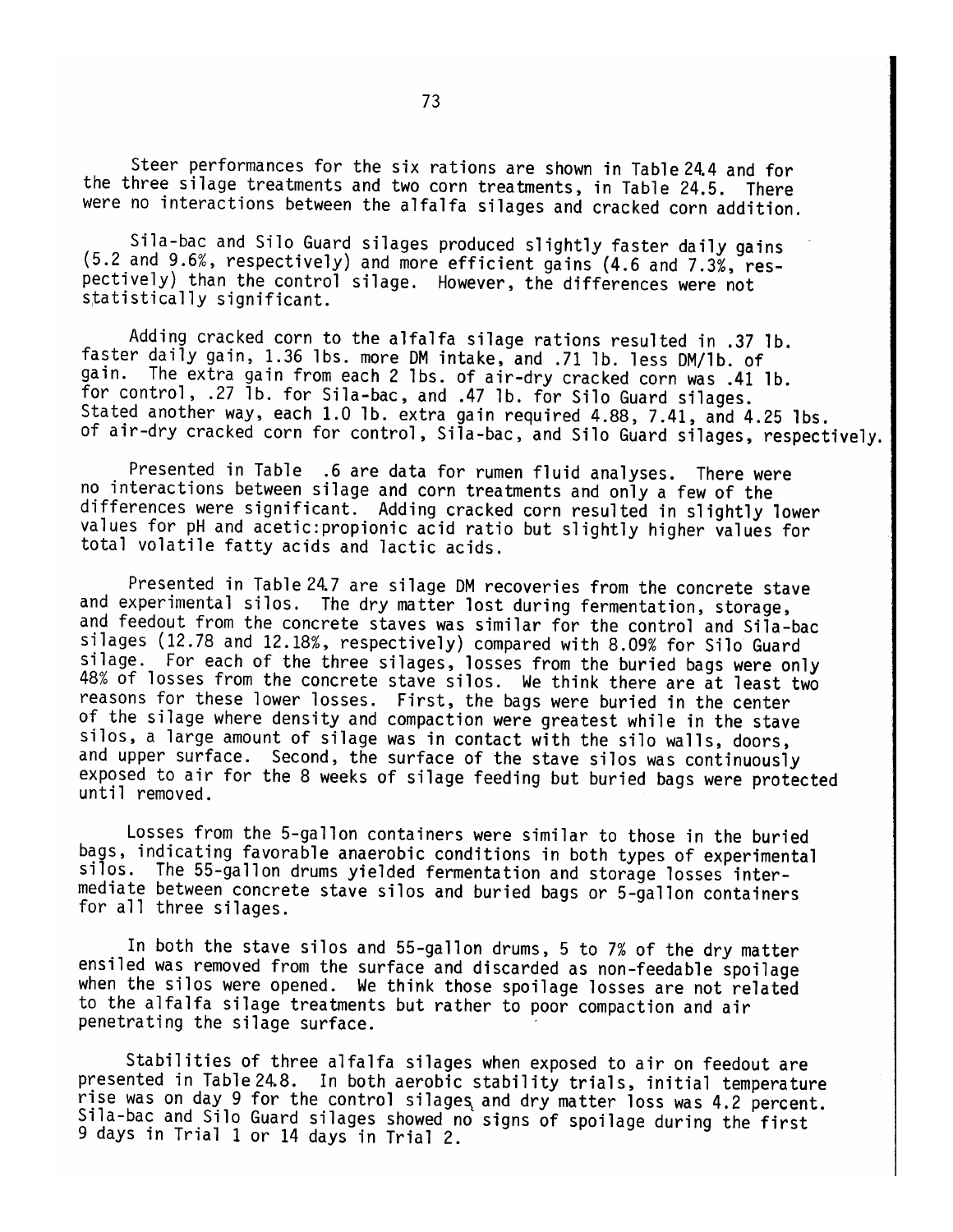Steer performances for the six rations are shown in Table 24.4 and for the three silage treatments and two corn treatments, in Table 24.5. There were no interactions between the alfalfa silages and cracked corn addition.

Sila-bac and Silo Guard silages produced slightly faster daily gains (5.2 and 9.6%, respectively) and more efficient gains (4.6 and 7.3%, respectively) than the control silage. However, the differences were not statistically significant.

Adding cracked corn to the alfalfa silage rations resulted in .37 lb. faster daily gain, 1.36 lbs. more DM intake, and .71 lb. less DM/lb. of gain. The extra gain from each 2 lbs. of air-dry cracked corn was .41 lb. for control, .27 lb. for Sila-bac, and .47 lb. for Silo Guard silages. Stated another way, each 1.0 lb. extra gain required 4.88, 7.41, and 4.25 lbs. of air-dry cracked corn for control, Sila-bac, and Silo Guard silages, respectively.

Presented in Table .6 are data for rumen fluid analyses. There were no interactions between silage and corn treatments and only a few of the differences were significant. Adding cracked corn resulted in slightly lower values for pH and acetic:propionic acid ratio but slightly higher values for total volatile fatty acids and lactic acids.

Presented in Table 24.7 are silage DM recoveries from the concrete stave and experimental silos. The dry matter lost during fermentation, storage, and feedout from the concrete staves was similar for the control and Sila-bac silages (12.78 and 12.18%, respectively) compared with 8.09% for Silo Guard silage. For each of the three silages, losses from the buried bags were only 48% of losses from the concrete stave silos. We think there are at least two reasons for these lower losses. First, the bags were buried in the center of the silage where density and compaction were greatest while in the stave silos, a large amount of silage was in contact with the silo walls, doors, and upper surface. Second, the surface of the stave silos was continuously exposed to air for the 8 weeks of silage feeding but buried bags were protected until removed.

Losses from the 5-gallon containers were similar to those in the buried bags, indicating favorable anaerobic conditions in both types of experimental silos. The 55-gallon drums yielded fermentation and storage losses intermediate between concrete stave silos and buried bags or 5-gallon containers for all three silages.

In both the stave silos and 55-gallon drums, 5 to 7% of the dry matter ensiled was removed from the surface and discarded as non-feedable spoilage when the silos were opened. We think those spoilage losses are not related to the alfalfa silage treatments but rather to poor compaction and air penetrating the silage surface.

Stabilities of three alfalfa silages when exposed to air on feedout are presented in Table 24.8. In both aerobic stability trials, initial temperature rise was on day 9 for the control silages and dry matter loss was 4.2 percent. Sila-bac and Silo Guard silages showed no signs of spoilage during the first 9 days in Trial 1 or 14 days in Trial 2.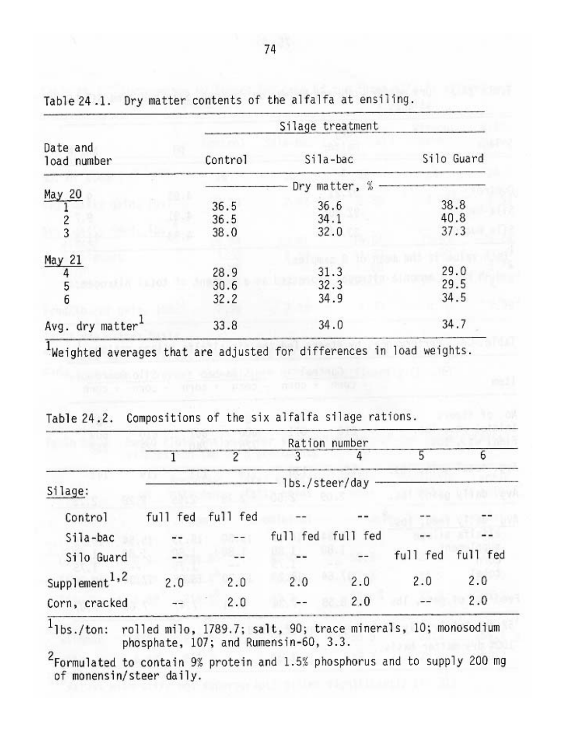Table 24.1. Dry matter contents of the alfalfa at ensiling.

| Date and load number | Silage treatment | | |
|---|---|---|---|
| | Control | Sila-bac | Silo Guard |
| | Dry matter, % | | |
| May 20 | | | |
| 1 | 36.5 | 36.6 | 38.8 |
| 2 | 36.5 | 34.1 | 40.8 |
| 3 | 38.0 | 32.0 | 37.3 |
| May 21 | | | |
| 4 | 28.9 | 31.3 | 29.0 |
| 5 | 30.6 | 32.3 | 29.5 |
| 6 | 32.2 | 34.9 | 34.5 |
| Avg. dry matter[1] | 33.8 | 34.0 | 34.7 |

[1]Weighted averages that are adjusted for differences in load weights.

Table 24.2. Compositions of the six alfalfa silage rations.

| | Ration number | | | | | |
|---|---|---|---|---|---|---|
| | 1 | 2 | 3 | 4 | 5 | 6 |
| | lbs./steer/day | | | | | |
| Silage: | | | | | | |
| Control | full fed | full fed | -- | -- | -- | -- |
| Sila-bac | -- | -- | full fed | full fed | -- | -- |
| Silo Guard | -- | -- | -- | -- | full fed | full fed |
| Supplement[1,2] | 2.0 | 2.0 | 2.0 | 2.0 | 2.0 | 2.0 |
| Corn, cracked | -- | 2.0 | -- | 2.0 | -- | 2.0 |

[1]lbs./ton: rolled milo, 1789.7; salt, 90; trace minerals, 10; monosodium phosphate, 107; and Rumensin-60, 3.3.

[2]Formulated to contain 9% protein and 1.5% phosphorus and to supply 200 mg of monensin/steer daily.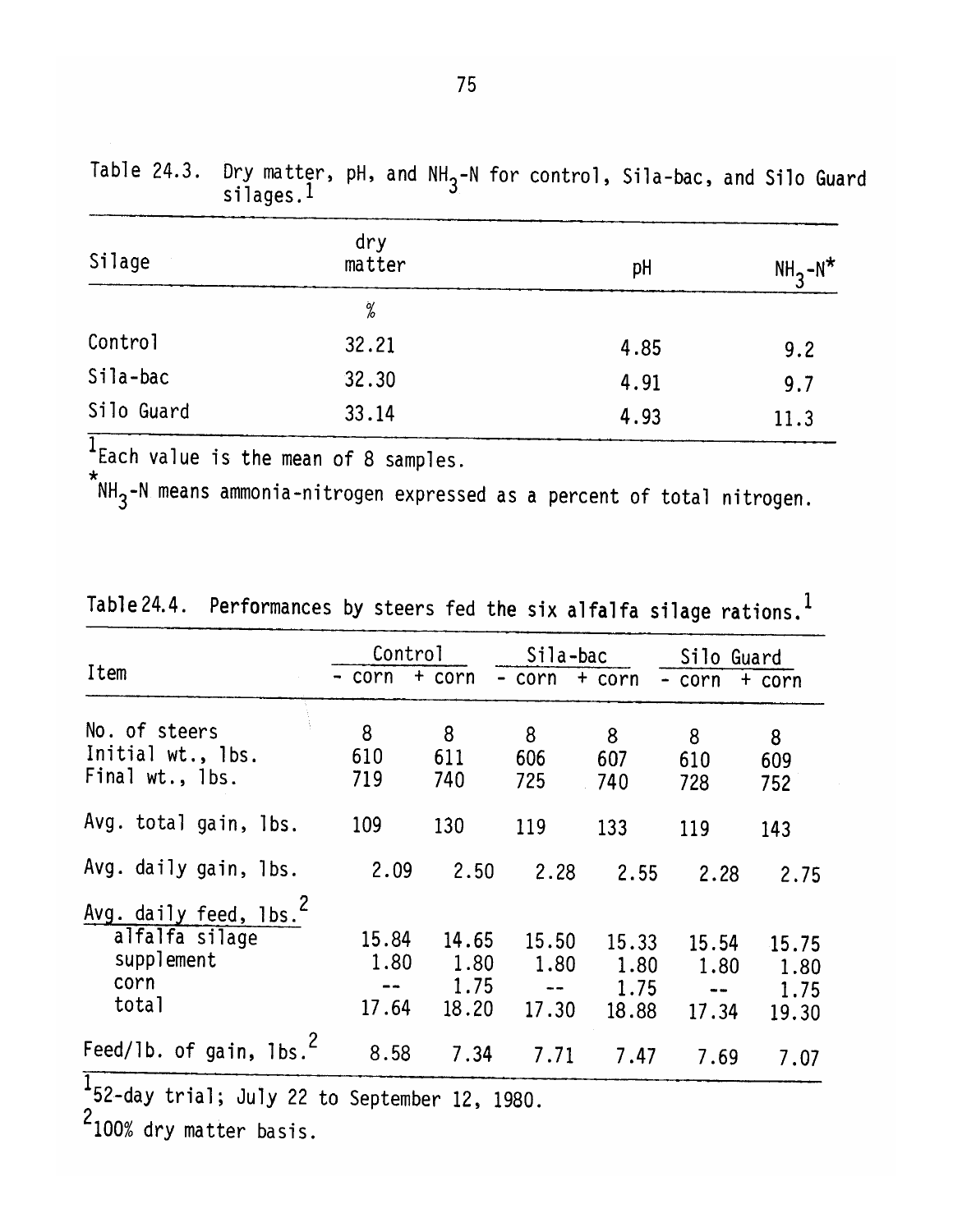Table 24.3. Dry matter, pH, and $NH_3$-N for control, Sila-bac, and Silo Guard silages.[1]

| Silage | dry matter | pH | $NH_3$-N* |
|---|---|---|---|
| | % | | |
| Control | 32.21 | 4.85 | 9.2 |
| Sila-bac | 32.30 | 4.91 | 9.7 |
| Silo Guard | 33.14 | 4.93 | 11.3 |

[1]Each value is the mean of 8 samples.

*$NH_3$-N means ammonia-nitrogen expressed as a percent of total nitrogen.

Table 24.4. Performances by steers fed the six alfalfa silage rations.[1]

| Item | Control | | Sila-bac | | Silo Guard | |
|---|---|---|---|---|---|---|
| | - corn | + corn | - corn | + corn | - corn | + corn |
| No. of steers | 8 | 8 | 8 | 8 | 8 | 8 |
| Initial wt., lbs. | 610 | 611 | 606 | 607 | 610 | 609 |
| Final wt., lbs. | 719 | 740 | 725 | 740 | 728 | 752 |
| Avg. total gain, lbs. | 109 | 130 | 119 | 133 | 119 | 143 |
| Avg. daily gain, lbs. | 2.09 | 2.50 | 2.28 | 2.55 | 2.28 | 2.75 |
| Avg. daily feed, lbs.[2] | | | | | | |
| alfalfa silage | 15.84 | 14.65 | 15.50 | 15.33 | 15.54 | 15.75 |
| supplement | 1.80 | 1.80 | 1.80 | 1.80 | 1.80 | 1.80 |
| corn | -- | 1.75 | -- | 1.75 | -- | 1.75 |
| total | 17.64 | 18.20 | 17.30 | 18.88 | 17.34 | 19.30 |
| Feed/lb. of gain, lbs.[2] | 8.58 | 7.34 | 7.71 | 7.47 | 7.69 | 7.07 |

[1]52-day trial; July 22 to September 12, 1980.

[2]100% dry matter basis.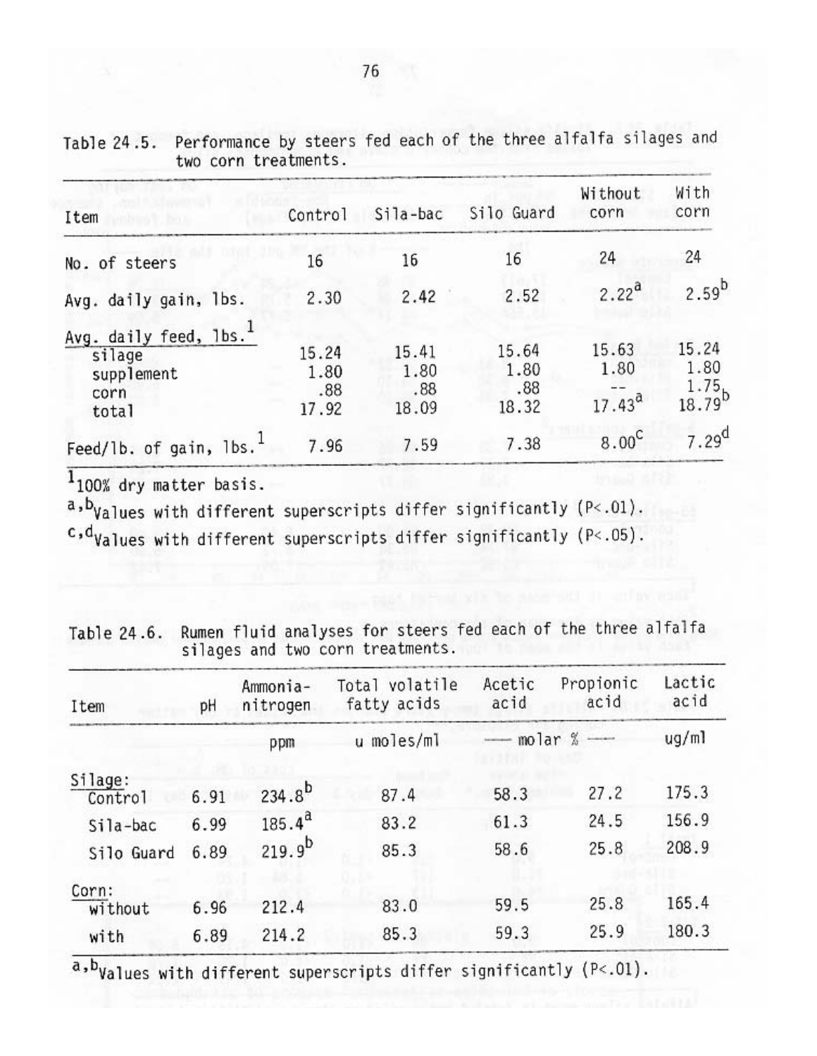Table 24.5. Performance by steers fed each of the three alfalfa silages and two corn treatments.

| Item | Control | Sila-bac | Silo Guard | Without corn | With corn |
|---|---|---|---|---|---|
| No. of steers | 16 | 16 | 16 | 24 | 24 |
| Avg. daily gain, lbs. | 2.30 | 2.42 | 2.52 | 2.22[a] | 2.59[b] |
| Avg. daily feed, lbs.[1] | | | | | |
| silage | 15.24 | 15.41 | 15.64 | 15.63 | 15.24 |
| supplement | 1.80 | 1.80 | 1.80 | 1.80 | 1.80 |
| corn | .88 | .88 | .88 | -- | 1.75 |
| total | 17.92 | 18.09 | 18.32 | 17.43[a] | 18.79[b] |
| Feed/lb. of gain, lbs.[1] | 7.96 | 7.59 | 7.38 | 8.00[c] | 7.29[d] |

[1]100% dry matter basis.

[a,b]Values with different superscripts differ significantly ($P<.01$).

[c,d]Values with different superscripts differ significantly ($P<.05$).

Table 24.6. Rumen fluid analyses for steers fed each of the three alfalfa silages and two corn treatments.

| Item | pH | Ammonia-nitrogen | Total volatile fatty acids | Acetic acid | Propionic acid | Lactic acid |
|---|---|---|---|---|---|---|
| | | ppm | u moles/ml | molar % | | ug/ml |
| Silage: | | | | | | |
| Control | 6.91 | 234.8[b] | 87.4 | 58.3 | 27.2 | 175.3 |
| Sila-bac | 6.99 | 185.4[a] | 83.2 | 61.3 | 24.5 | 156.9 |
| Silo Guard | 6.89 | 219.9[b] | 85.3 | 58.6 | 25.8 | 208.9 |
| Corn: | | | | | | |
| without | 6.96 | 212.4 | 83.0 | 59.5 | 25.8 | 165.4 |
| with | 6.89 | 214.2 | 85.3 | 59.3 | 25.9 | 180.3 |

[a,b]Values with different superscripts differ significantly ($P<.01$).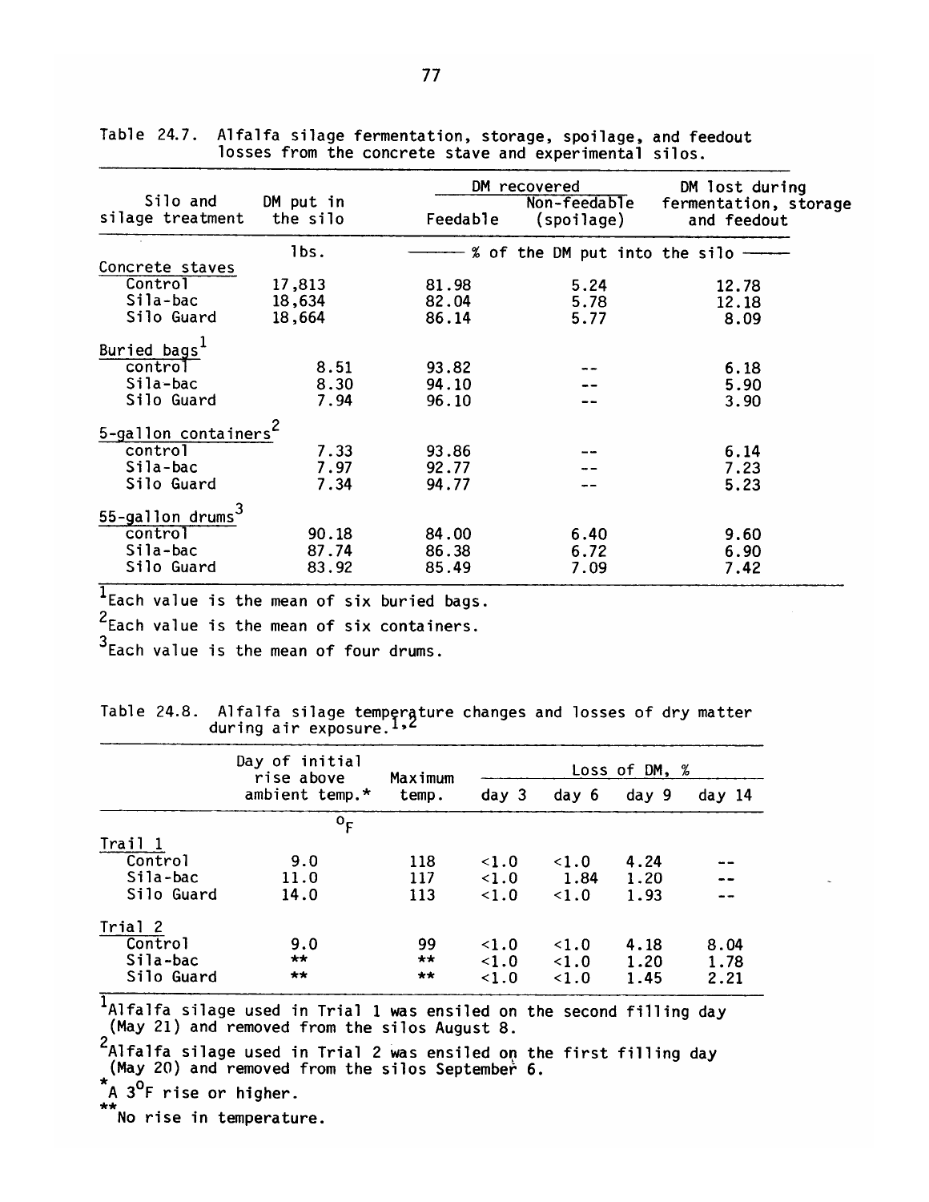Table 24.7. Alfalfa silage fermentation, storage, spoilage, and feedout losses from the concrete stave and experimental silos.

| Silo and silage treatment | DM put in the silo | DM recovered | | DM lost during fermentation, storage and feedout |
|---|---|---|---|---|
| | | Feedable | Non-feedable (spoilage) | |
| | lbs. | % of the DM put into the silo | | |
| **Concrete staves** | | | | |
| Control | 17,813 | 81.98 | 5.24 | 12.78 |
| Sila-bac | 18,634 | 82.04 | 5.78 | 12.18 |
| Silo Guard | 18,664 | 86.14 | 5.77 | 8.09 |
| **Buried bags**[1] | | | | |
| control | 8.51 | 93.82 | -- | 6.18 |
| Sila-bac | 8.30 | 94.10 | -- | 5.90 |
| Silo Guard | 7.94 | 96.10 | -- | 3.90 |
| **5-gallon containers**[2] | | | | |
| control | 7.33 | 93.86 | -- | 6.14 |
| Sila-bac | 7.97 | 92.77 | -- | 7.23 |
| Silo Guard | 7.34 | 94.77 | -- | 5.23 |
| **55-gallon drums**[3] | | | | |
| control | 90.18 | 84.00 | 6.40 | 9.60 |
| Sila-bac | 87.74 | 86.38 | 6.72 | 6.90 |
| Silo Guard | 83.92 | 85.49 | 7.09 | 7.42 |

[1]Each value is the mean of six buried bags.

[2]Each value is the mean of six containers.

[3]Each value is the mean of four drums.

Table 24.8. Alfalfa silage temperature changes and losses of dry matter during air exposure.[1,2]

| | Day of initial rise above ambient temp.* | Maximum temp. | Loss of DM, % | | | |
|---|---|---|---|---|---|---|
| | | | day 3 | day 6 | day 9 | day 14 |
| | | °F | | | | |
| **Trail 1** | | | | | | |
| Control | 9.0 | 118 | <1.0 | <1.0 | 4.24 | -- |
| Sila-bac | 11.0 | 117 | <1.0 | 1.84 | 1.20 | -- |
| Silo Guard | 14.0 | 113 | <1.0 | <1.0 | 1.93 | -- |
| **Trial 2** | | | | | | |
| Control | 9.0 | 99 | <1.0 | <1.0 | 4.18 | 8.04 |
| Sila-bac | ** | ** | <1.0 | <1.0 | 1.20 | 1.78 |
| Silo Guard | ** | ** | <1.0 | <1.0 | 1.45 | 2.21 |

[1]Alfalfa silage used in Trial 1 was ensiled on the second filling day (May 21) and removed from the silos August 8.

[2]Alfalfa silage used in Trial 2 was ensiled on the first filling day (May 20) and removed from the silos September 6.

*A 3°F rise or higher.

**No rise in temperature.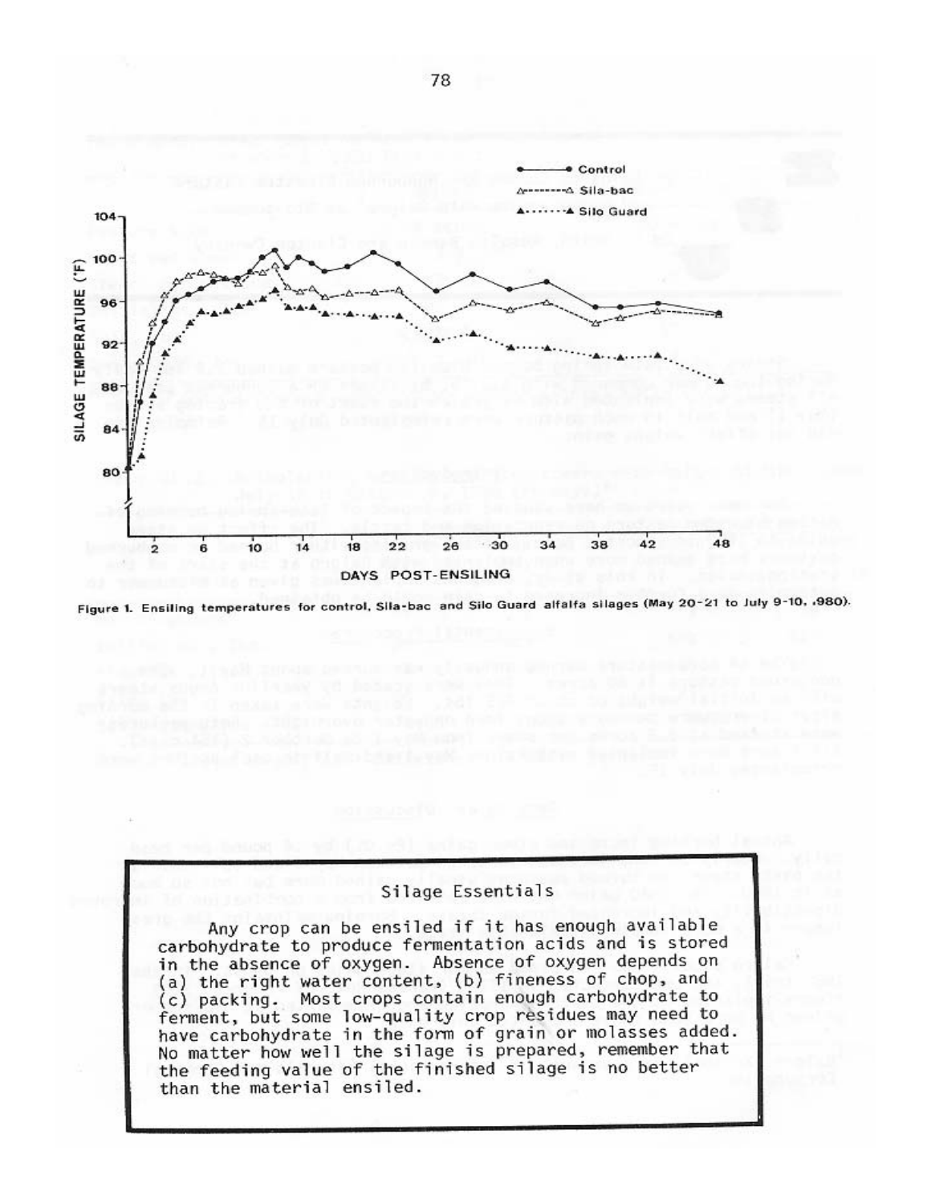Control

Sila-bac

Silo Guard

104

100

96

92

88

84

80

SILAGE TEMPERATURE (°F)

2 6 10 14 18 22 26 30 34 38 42 48

DAYS POST-ENSILING

Figure 1. Ensiling temperatures for control, Sila-bac and Silo Guard alfalfa silages (May 20-21 to July 9-10, .980).

## Silage Essentials

Any crop can be ensiled if it has enough available carbohydrate to produce fermentation acids and is stored in the absence of oxygen. Absence of oxygen depends on (a) the right water content, (b) fineness of chop, and (c) packing. Most crops contain enough carbohydrate to ferment, but some low-quality crop residues may need to have carbohydrate in the form of grain or molasses added. No matter how well the silage is prepared, remember that the feeding value of the finished silage is no better than the material ensiled.